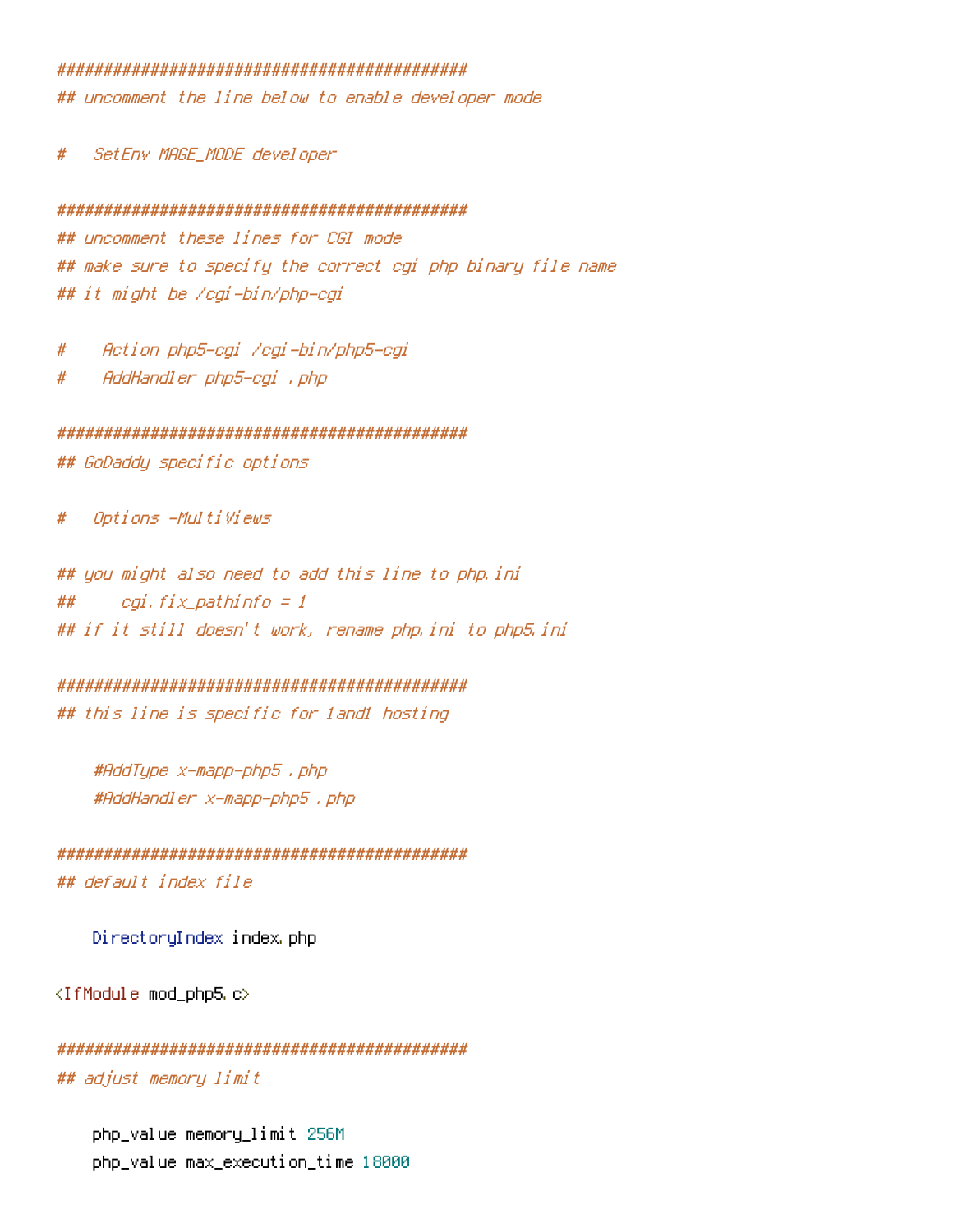```
############################################
## uncomment the line below to enable developer mode

#   SetEnv MAGE_MODE developer

############################################
## uncomment these lines for CGI mode
## make sure to specify the correct cgi php binary file name
## it might be /cgi-bin/php-cgi

#    Action php5-cgi /cgi-bin/php5-cgi
#    AddHandler php5-cgi .php

############################################
## GoDaddy specific options

#   Options -MultiViews

## you might also need to add this line to php.ini
##     cgi.fix_pathinfo = 1
## if it still doesn't work, rename php.ini to php5.ini

############################################
## this line is specific for 1and1 hosting

    #AddType x-mapp-php5 .php
    #AddHandler x-mapp-php5 .php

############################################
## default index file

    DirectoryIndex index.php

<IfModule mod_php5.c>

############################################
## adjust memory limit

    php_value memory_limit 256M
    php_value max_execution_time 18000
```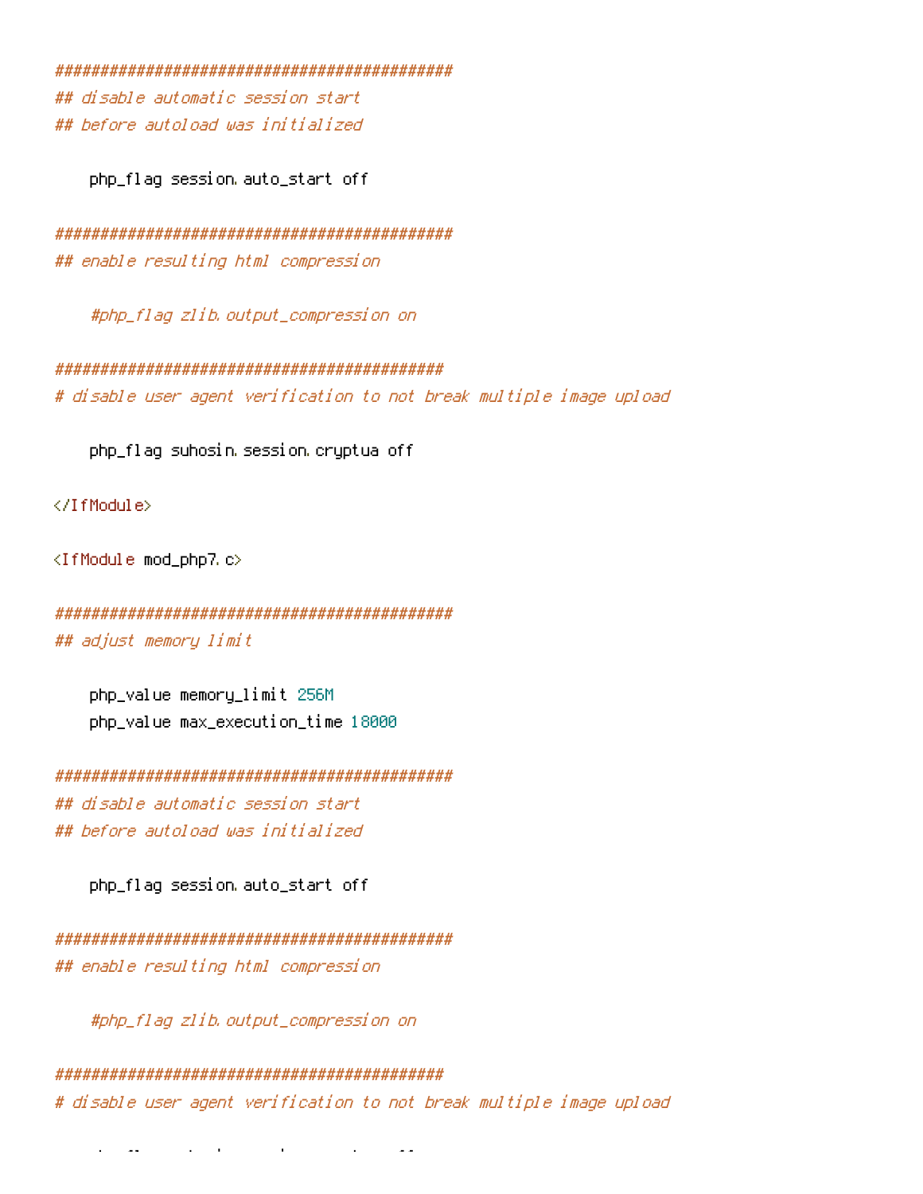```
############################################
## disable automatic session start
## before autoload was initialized

    php_flag session.auto_start off

############################################
## enable resulting html compression

    #php_flag zlib.output_compression on

###########################################
# disable user agent verification to not break multiple image upload

    php_flag suhosin.session.cryptua off

</IfModule>

<IfModule mod_php7.c>

############################################
## adjust memory limit

    php_value memory_limit 256M
    php_value max_execution_time 18000

############################################
## disable automatic session start
## before autoload was initialized

    php_flag session.auto_start off

############################################
## enable resulting html compression

    #php_flag zlib.output_compression on

###########################################
# disable user agent verification to not break multiple image upload
```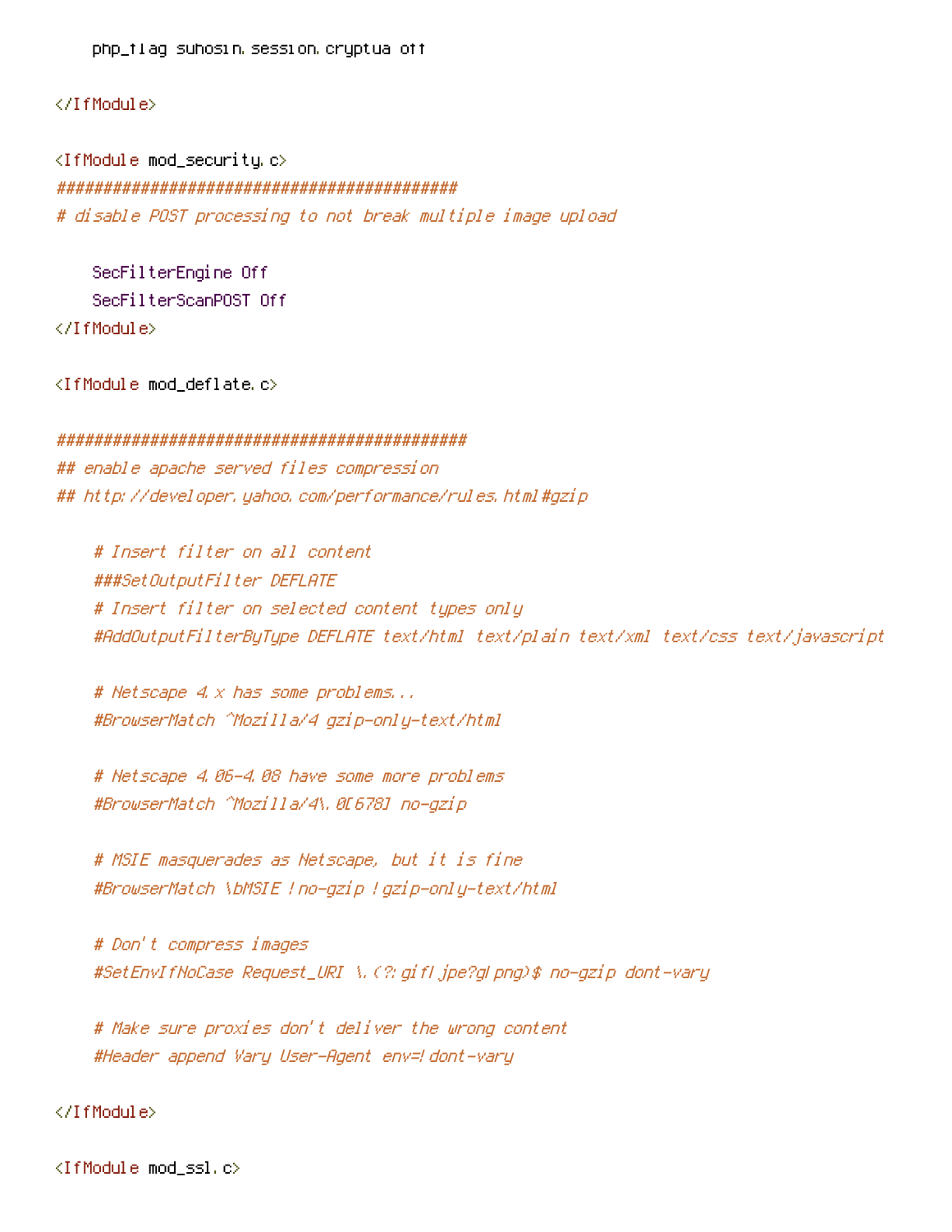```
    php_flag suhosin.session.cryptua off

</IfModule>

<IfModule mod_security.c>
###########################################
# disable POST processing to not break multiple image upload

    SecFilterEngine Off
    SecFilterScanPOST Off
</IfModule>

<IfModule mod_deflate.c>

############################################
## enable apache served files compression
## http://developer.yahoo.com/performance/rules.html#gzip

    # Insert filter on all content
    ###SetOutputFilter DEFLATE
    # Insert filter on selected content types only
    #AddOutputFilterByType DEFLATE text/html text/plain text/xml text/css text/javascript

    # Netscape 4.x has some problems...
    #BrowserMatch ^Mozilla/4 gzip-only-text/html

    # Netscape 4.06-4.08 have some more problems
    #BrowserMatch ^Mozilla/4\.0[678] no-gzip

    # MSIE masquerades as Netscape, but it is fine
    #BrowserMatch \bMSIE !no-gzip !gzip-only-text/html

    # Don't compress images
    #SetEnvIfNoCase Request_URI \.(?:gif|jpe?g|png)$ no-gzip dont-vary

    # Make sure proxies don't deliver the wrong content
    #Header append Vary User-Agent env=!dont-vary

</IfModule>

<IfModule mod_ssl.c>
```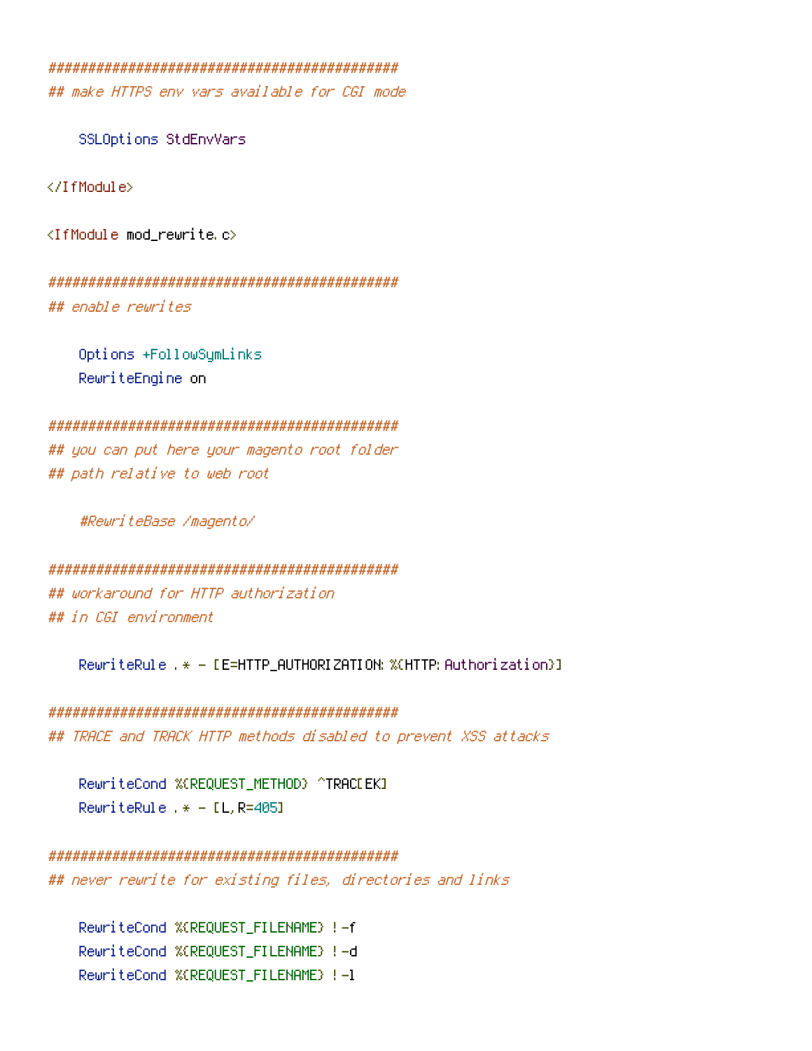```
############################################
## make HTTPS env vars available for CGI mode

    SSLOptions StdEnvVars

</IfModule>

<IfModule mod_rewrite.c>

############################################
## enable rewrites

    Options +FollowSymLinks
    RewriteEngine on

############################################
## you can put here your magento root folder
## path relative to web root

    #RewriteBase /magento/

############################################
## workaround for HTTP authorization
## in CGI environment

    RewriteRule .* - [E=HTTP_AUTHORIZATION:%{HTTP:Authorization}]

############################################
## TRACE and TRACK HTTP methods disabled to prevent XSS attacks

    RewriteCond %{REQUEST_METHOD} ^TRAC[EK]
    RewriteRule .* - [L,R=405]

############################################
## never rewrite for existing files, directories and links

    RewriteCond %{REQUEST_FILENAME} !-f
    RewriteCond %{REQUEST_FILENAME} !-d
    RewriteCond %{REQUEST_FILENAME} !-l
```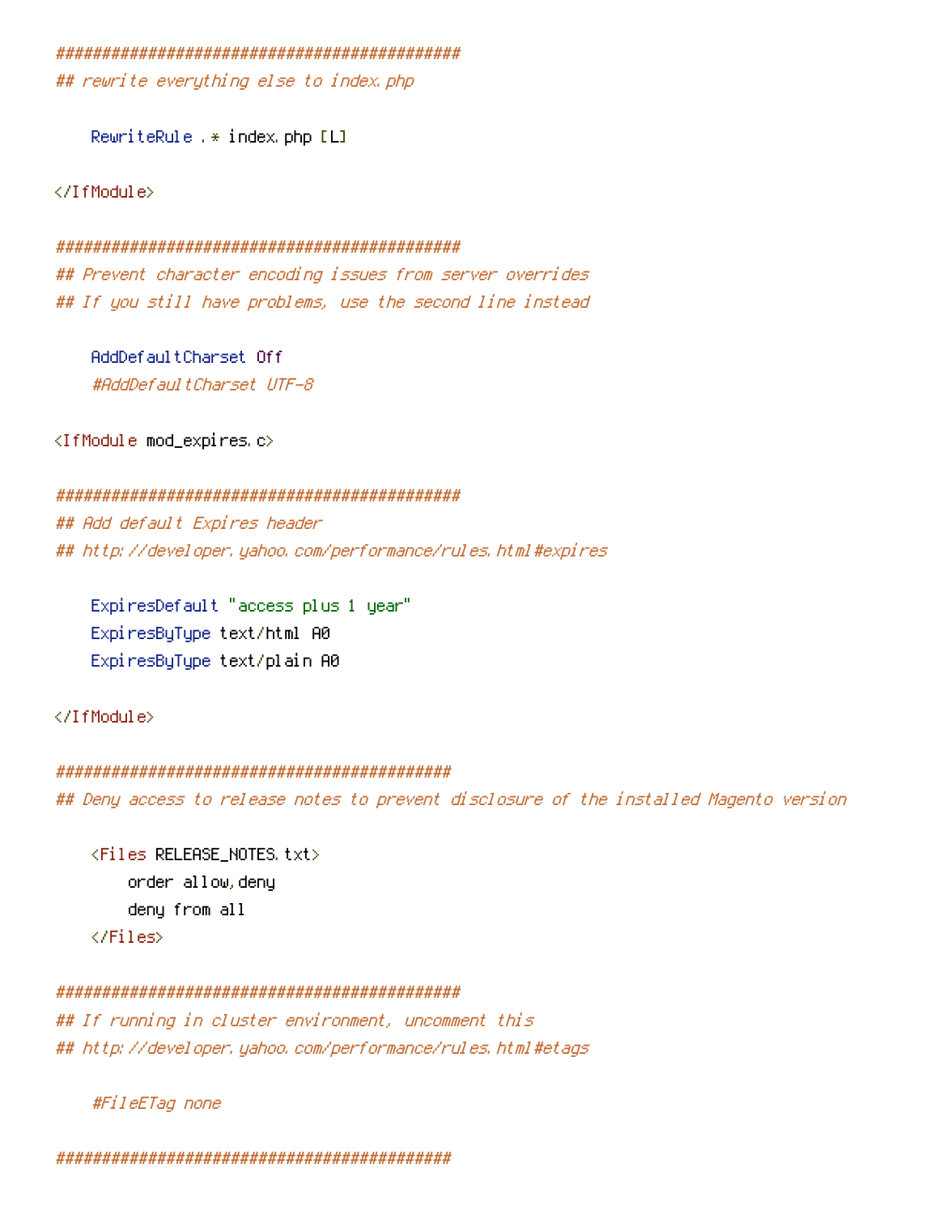```
############################################
## rewrite everything else to index.php

    RewriteRule .* index.php [L]

</IfModule>

############################################
## Prevent character encoding issues from server overrides
## If you still have problems, use the second line instead

    AddDefaultCharset Off
    #AddDefaultCharset UTF-8

<IfModule mod_expires.c>

############################################
## Add default Expires header
## http://developer.yahoo.com/performance/rules.html#expires

    ExpiresDefault "access plus 1 year"
    ExpiresByType text/html A0
    ExpiresByType text/plain A0

</IfModule>

###########################################
## Deny access to release notes to prevent disclosure of the installed Magento version

    <Files RELEASE_NOTES.txt>
        order allow,deny
        deny from all
    </Files>

############################################
## If running in cluster environment, uncomment this
## http://developer.yahoo.com/performance/rules.html#etags

    #FileETag none

###########################################
```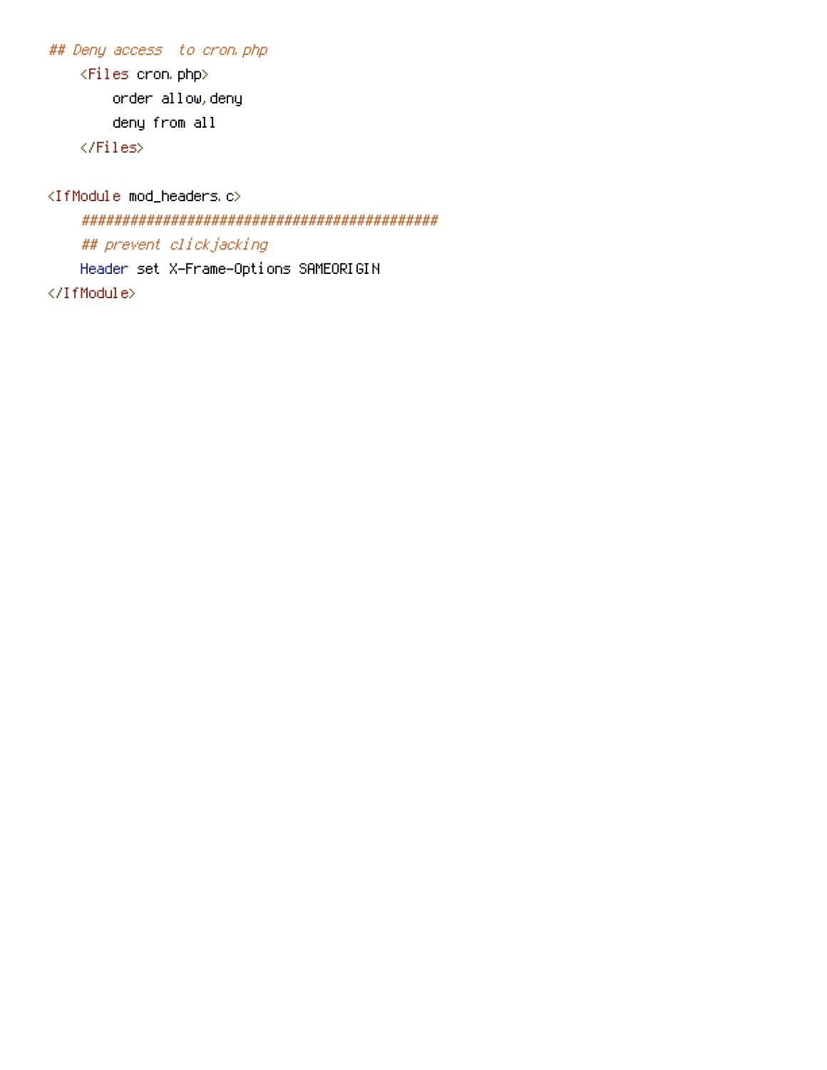```
## Deny access  to cron.php
    <Files cron.php>
        order allow,deny
        deny from all
    </Files>

<IfModule mod_headers.c>
    ############################################
    ## prevent clickjacking
    Header set X-Frame-Options SAMEORIGIN
</IfModule>
```